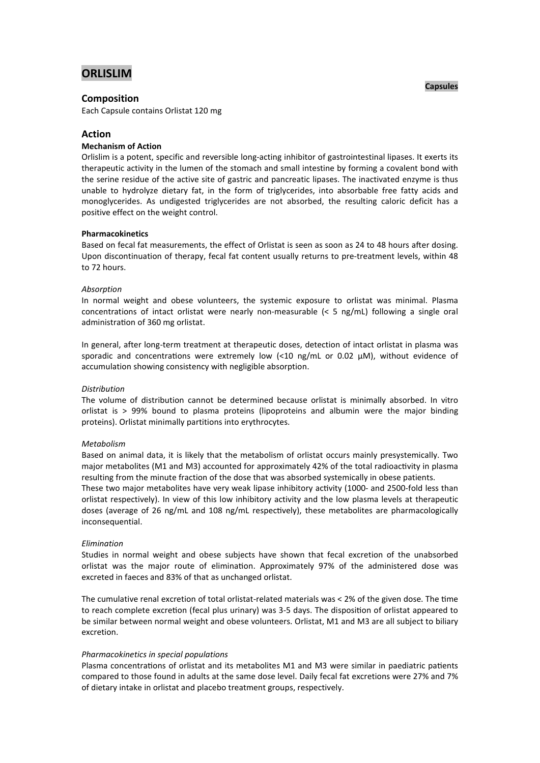# ORLISLIM

**Capsules**

## Composition

Each Capsule contains Orlistat 120 mg

## Action

**Mechanism of Action**

Orlislim is a potent, specific and reversible long-acting inhibitor of gastrointestinal lipases. It exerts its therapeutic activity in the lumen of the stomach and small intestine by forming a covalent bond with the serine residue of the active site of gastric and pancreatic lipases. The inactivated enzyme is thus unable to hydrolyze dietary fat, in the form of triglycerides, into absorbable free fatty acids and monoglycerides. As undigested triglycerides are not absorbed, the resulting caloric deficit has a positive effect on the weight control.

**Pharmacokinetics**

Based on fecal fat measurements, the effect of Orlistat is seen as soon as 24 to 48 hours after dosing. Upon discontinuation of therapy, fecal fat content usually returns to pre-treatment levels, within 48 to 72 hours.

*Absorption*

In normal weight and obese volunteers, the systemic exposure to orlistat was minimal. Plasma concentrations of intact orlistat were nearly non-measurable (< 5 ng/mL) following a single oral administration of 360 mg orlistat.

In general, after long-term treatment at therapeutic doses, detection of intact orlistat in plasma was sporadic and concentrations were extremely low (<10 ng/mL or 0.02 µM), without evidence of accumulation showing consistency with negligible absorption.

*Distribution*

The volume of distribution cannot be determined because orlistat is minimally absorbed. In vitro orlistat is > 99% bound to plasma proteins (lipoproteins and albumin were the major binding proteins). Orlistat minimally partitions into erythrocytes.

*Metabolism*

Based on animal data, it is likely that the metabolism of orlistat occurs mainly presystemically. Two major metabolites (M1 and M3) accounted for approximately 42% of the total radioactivity in plasma resulting from the minute fraction of the dose that was absorbed systemically in obese patients.
These two major metabolites have very weak lipase inhibitory activity (1000- and 2500-fold less than orlistat respectively). In view of this low inhibitory activity and the low plasma levels at therapeutic doses (average of 26 ng/mL and 108 ng/mL respectively), these metabolites are pharmacologically inconsequential.

*Elimination*

Studies in normal weight and obese subjects have shown that fecal excretion of the unabsorbed orlistat was the major route of elimination. Approximately 97% of the administered dose was excreted in faeces and 83% of that as unchanged orlistat.

The cumulative renal excretion of total orlistat-related materials was < 2% of the given dose. The time to reach complete excretion (fecal plus urinary) was 3-5 days. The disposition of orlistat appeared to be similar between normal weight and obese volunteers. Orlistat, M1 and M3 are all subject to biliary excretion.

*Pharmacokinetics in special populations*

Plasma concentrations of orlistat and its metabolites M1 and M3 were similar in paediatric patients compared to those found in adults at the same dose level. Daily fecal fat excretions were 27% and 7% of dietary intake in orlistat and placebo treatment groups, respectively.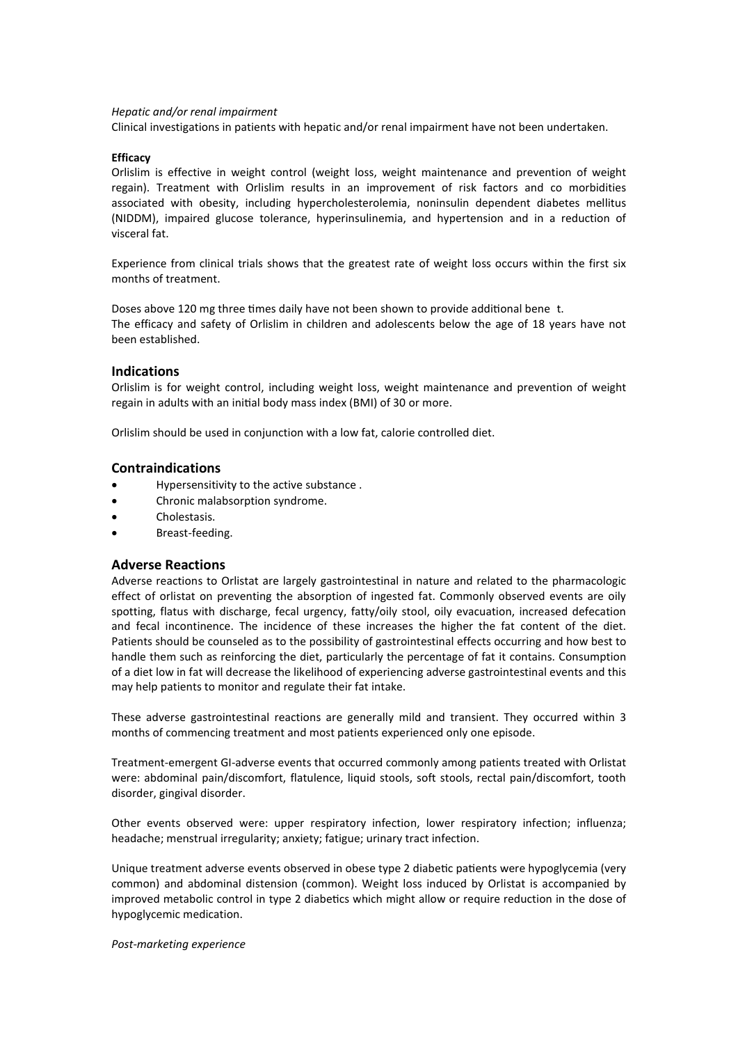*Hepatic and/or renal impairment*
Clinical investigations in patients with hepatic and/or renal impairment have not been undertaken.

**Efficacy**
Orlislim is effective in weight control (weight loss, weight maintenance and prevention of weight regain). Treatment with Orlislim results in an improvement of risk factors and co morbidities associated with obesity, including hypercholesterolemia, noninsulin dependent diabetes mellitus (NIDDM), impaired glucose tolerance, hyperinsulinemia, and hypertension and in a reduction of visceral fat.

Experience from clinical trials shows that the greatest rate of weight loss occurs within the first six months of treatment.

Doses above 120 mg three times daily have not been shown to provide additional bene t.
The efficacy and safety of Orlislim in children and adolescents below the age of 18 years have not been established.

## Indications

Orlislim is for weight control, including weight loss, weight maintenance and prevention of weight regain in adults with an initial body mass index (BMI) of 30 or more.

Orlislim should be used in conjunction with a low fat, calorie controlled diet.

## Contraindications

- Hypersensitivity to the active substance .
- Chronic malabsorption syndrome.
- Cholestasis.
- Breast-feeding.

## Adverse Reactions

Adverse reactions to Orlistat are largely gastrointestinal in nature and related to the pharmacologic effect of orlistat on preventing the absorption of ingested fat. Commonly observed events are oily spotting, flatus with discharge, fecal urgency, fatty/oily stool, oily evacuation, increased defecation and fecal incontinence. The incidence of these increases the higher the fat content of the diet. Patients should be counseled as to the possibility of gastrointestinal effects occurring and how best to handle them such as reinforcing the diet, particularly the percentage of fat it contains. Consumption of a diet low in fat will decrease the likelihood of experiencing adverse gastrointestinal events and this may help patients to monitor and regulate their fat intake.

These adverse gastrointestinal reactions are generally mild and transient. They occurred within 3 months of commencing treatment and most patients experienced only one episode.

Treatment-emergent GI-adverse events that occurred commonly among patients treated with Orlistat were: abdominal pain/discomfort, flatulence, liquid stools, soft stools, rectal pain/discomfort, tooth disorder, gingival disorder.

Other events observed were: upper respiratory infection, lower respiratory infection; influenza; headache; menstrual irregularity; anxiety; fatigue; urinary tract infection.

Unique treatment adverse events observed in obese type 2 diabetic patients were hypoglycemia (very common) and abdominal distension (common). Weight loss induced by Orlistat is accompanied by improved metabolic control in type 2 diabetics which might allow or require reduction in the dose of hypoglycemic medication.

*Post-marketing experience*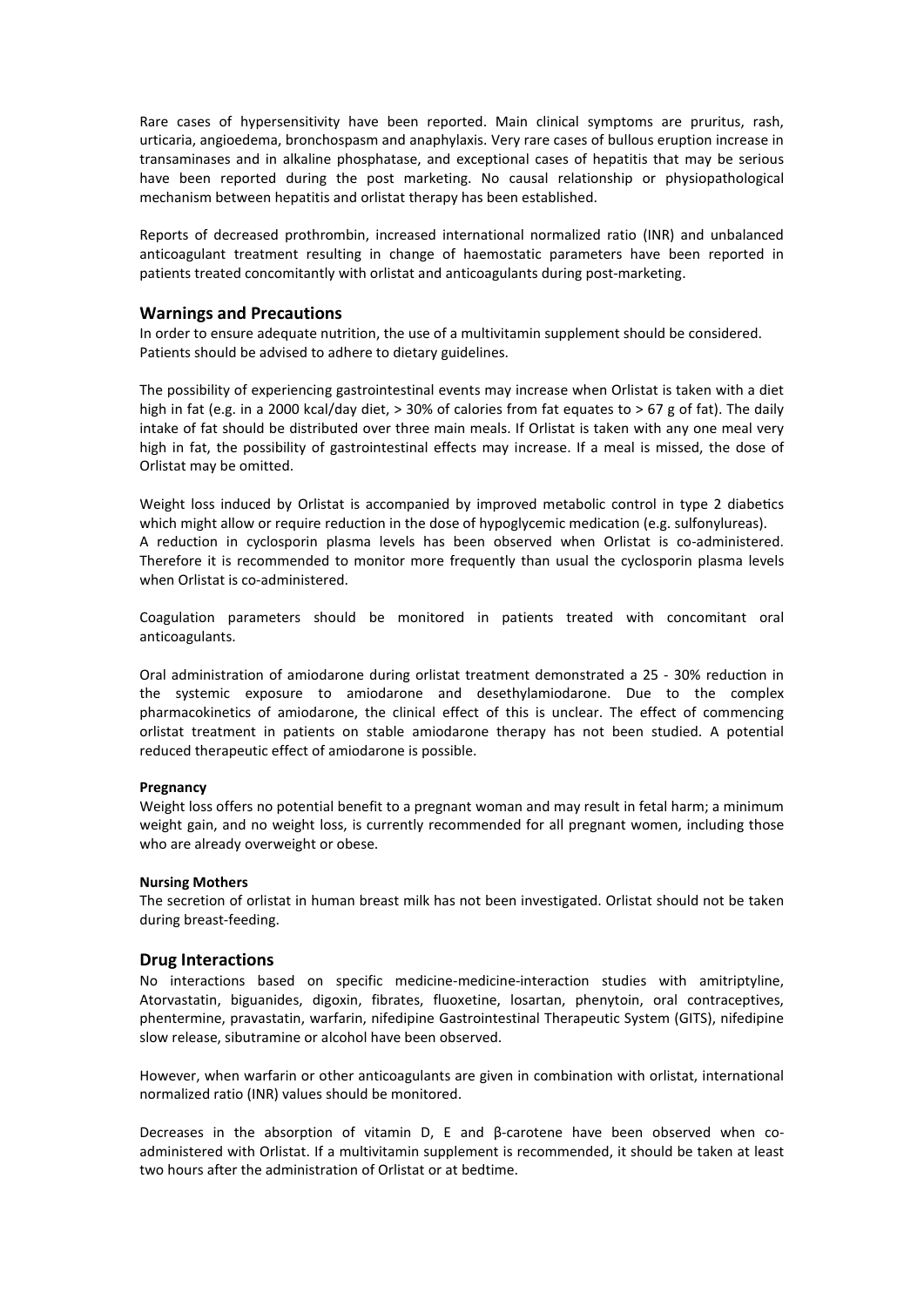Rare cases of hypersensitivity have been reported. Main clinical symptoms are pruritus, rash, urticaria, angioedema, bronchospasm and anaphylaxis. Very rare cases of bullous eruption increase in transaminases and in alkaline phosphatase, and exceptional cases of hepatitis that may be serious have been reported during the post marketing. No causal relationship or physiopathological mechanism between hepatitis and orlistat therapy has been established.

Reports of decreased prothrombin, increased international normalized ratio (INR) and unbalanced anticoagulant treatment resulting in change of haemostatic parameters have been reported in patients treated concomitantly with orlistat and anticoagulants during post-marketing.

## Warnings and Precautions

In order to ensure adequate nutrition, the use of a multivitamin supplement should be considered. Patients should be advised to adhere to dietary guidelines.

The possibility of experiencing gastrointestinal events may increase when Orlistat is taken with a diet high in fat (e.g. in a 2000 kcal/day diet, > 30% of calories from fat equates to > 67 g of fat). The daily intake of fat should be distributed over three main meals. If Orlistat is taken with any one meal very high in fat, the possibility of gastrointestinal effects may increase. If a meal is missed, the dose of Orlistat may be omitted.

Weight loss induced by Orlistat is accompanied by improved metabolic control in type 2 diabetics which might allow or require reduction in the dose of hypoglycemic medication (e.g. sulfonylureas).
A reduction in cyclosporin plasma levels has been observed when Orlistat is co-administered. Therefore it is recommended to monitor more frequently than usual the cyclosporin plasma levels when Orlistat is co-administered.

Coagulation parameters should be monitored in patients treated with concomitant oral anticoagulants.

Oral administration of amiodarone during orlistat treatment demonstrated a 25 - 30% reduction in the systemic exposure to amiodarone and desethylamiodarone. Due to the complex pharmacokinetics of amiodarone, the clinical effect of this is unclear. The effect of commencing orlistat treatment in patients on stable amiodarone therapy has not been studied. A potential reduced therapeutic effect of amiodarone is possible.

#### Pregnancy

Weight loss offers no potential benefit to a pregnant woman and may result in fetal harm; a minimum weight gain, and no weight loss, is currently recommended for all pregnant women, including those who are already overweight or obese.

#### Nursing Mothers

The secretion of orlistat in human breast milk has not been investigated. Orlistat should not be taken during breast-feeding.

## Drug Interactions

No interactions based on specific medicine-medicine-interaction studies with amitriptyline, Atorvastatin, biguanides, digoxin, fibrates, fluoxetine, losartan, phenytoin, oral contraceptives, phentermine, pravastatin, warfarin, nifedipine Gastrointestinal Therapeutic System (GITS), nifedipine slow release, sibutramine or alcohol have been observed.

However, when warfarin or other anticoagulants are given in combination with orlistat, international normalized ratio (INR) values should be monitored.

Decreases in the absorption of vitamin D, E and β-carotene have been observed when co-administered with Orlistat. If a multivitamin supplement is recommended, it should be taken at least two hours after the administration of Orlistat or at bedtime.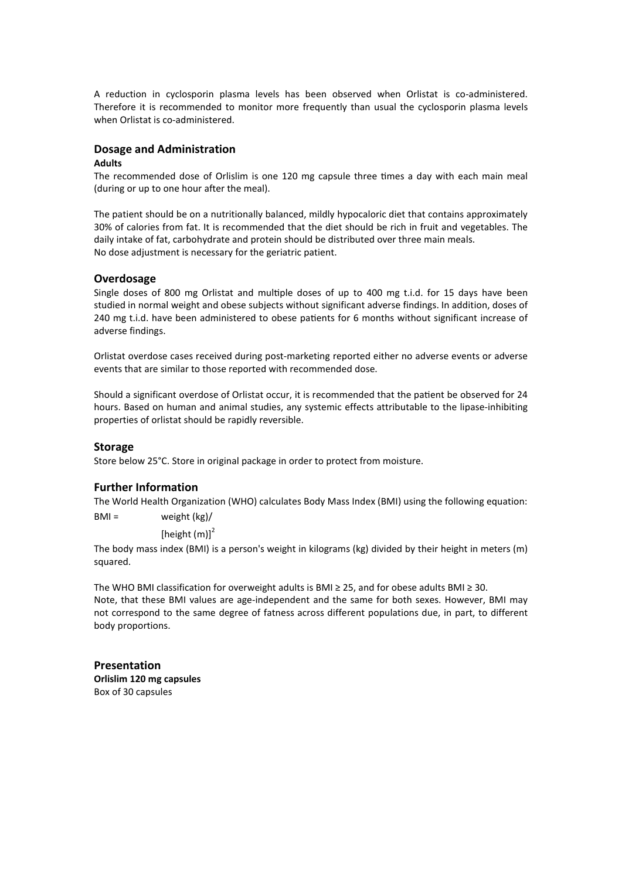A reduction in cyclosporin plasma levels has been observed when Orlistat is co-administered. Therefore it is recommended to monitor more frequently than usual the cyclosporin plasma levels when Orlistat is co-administered.

## Dosage and Administration

**Adults**

The recommended dose of Orlislim is one 120 mg capsule three times a day with each main meal (during or up to one hour after the meal).

The patient should be on a nutritionally balanced, mildly hypocaloric diet that contains approximately 30% of calories from fat. It is recommended that the diet should be rich in fruit and vegetables. The daily intake of fat, carbohydrate and protein should be distributed over three main meals.
No dose adjustment is necessary for the geriatric patient.

## Overdosage

Single doses of 800 mg Orlistat and multiple doses of up to 400 mg t.i.d. for 15 days have been studied in normal weight and obese subjects without significant adverse findings. In addition, doses of 240 mg t.i.d. have been administered to obese patients for 6 months without significant increase of adverse findings.

Orlistat overdose cases received during post-marketing reported either no adverse events or adverse events that are similar to those reported with recommended dose.

Should a significant overdose of Orlistat occur, it is recommended that the patient be observed for 24 hours. Based on human and animal studies, any systemic effects attributable to the lipase-inhibiting properties of orlistat should be rapidly reversible.

## Storage

Store below 25°C. Store in original package in order to protect from moisture.

## Further Information

The World Health Organization (WHO) calculates Body Mass Index (BMI) using the following equation:

$$\text{BMI} = \text{weight (kg)} / [\text{height (m)}]^2$$

The body mass index (BMI) is a person's weight in kilograms (kg) divided by their height in meters (m) squared.

The WHO BMI classification for overweight adults is BMI ≥ 25, and for obese adults BMI ≥ 30.
Note, that these BMI values are age-independent and the same for both sexes. However, BMI may not correspond to the same degree of fatness across different populations due, in part, to different body proportions.

## Presentation

**Orlislim 120 mg capsules**
Box of 30 capsules